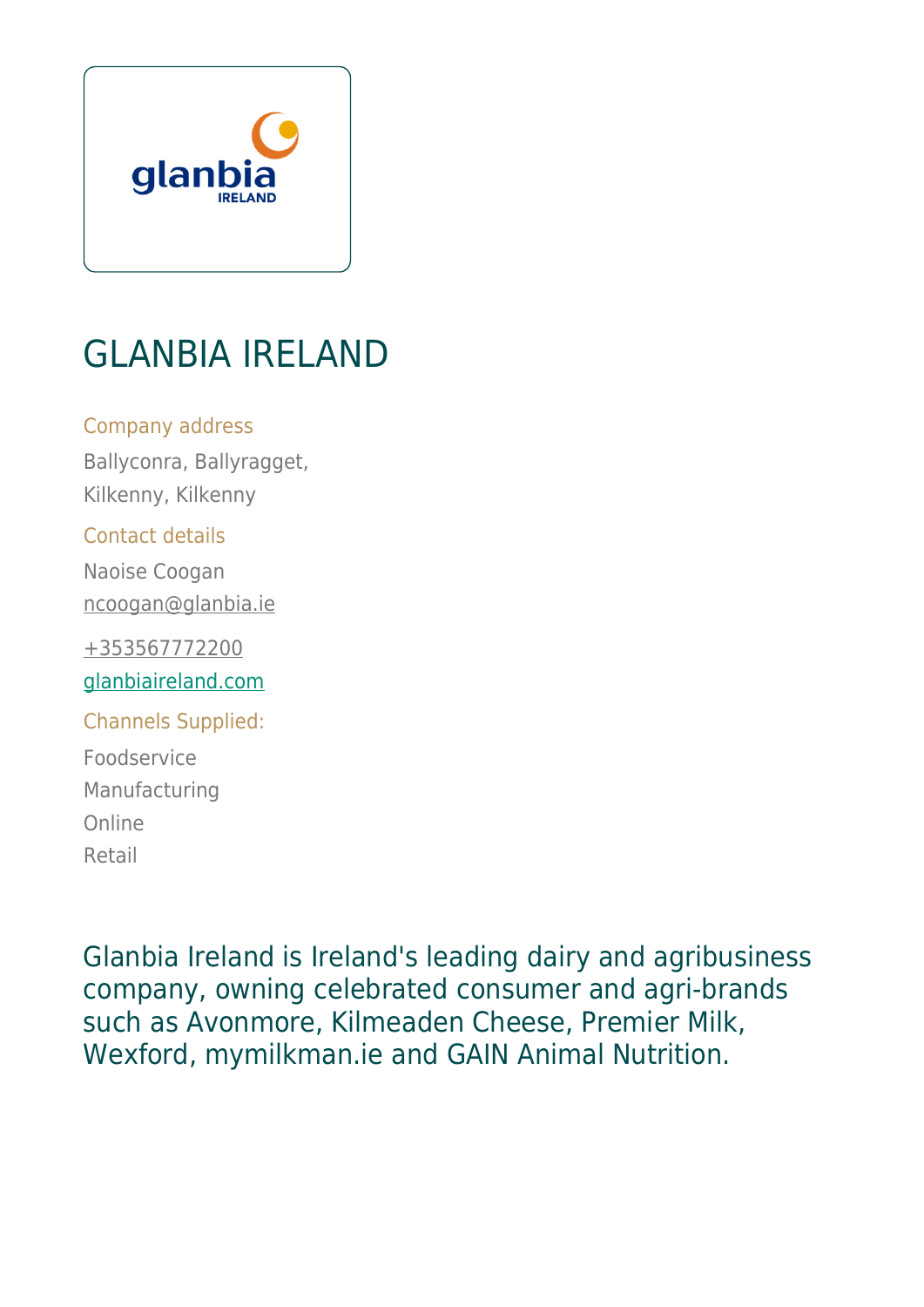# GLANBIA IRELAND

Company address

Ballyconra, Ballyragget,
Kilkenny, Kilkenny

Contact details

Naoise Coogan
ncoogan@glanbia.ie

+353567772200
glanbiaireland.com

Channels Supplied:

Foodservice
Manufacturing
Online
Retail

Glanbia Ireland is Ireland's leading dairy and agribusiness company, owning celebrated consumer and agri-brands such as Avonmore, Kilmeaden Cheese, Premier Milk, Wexford, mymilkman.ie and GAIN Animal Nutrition.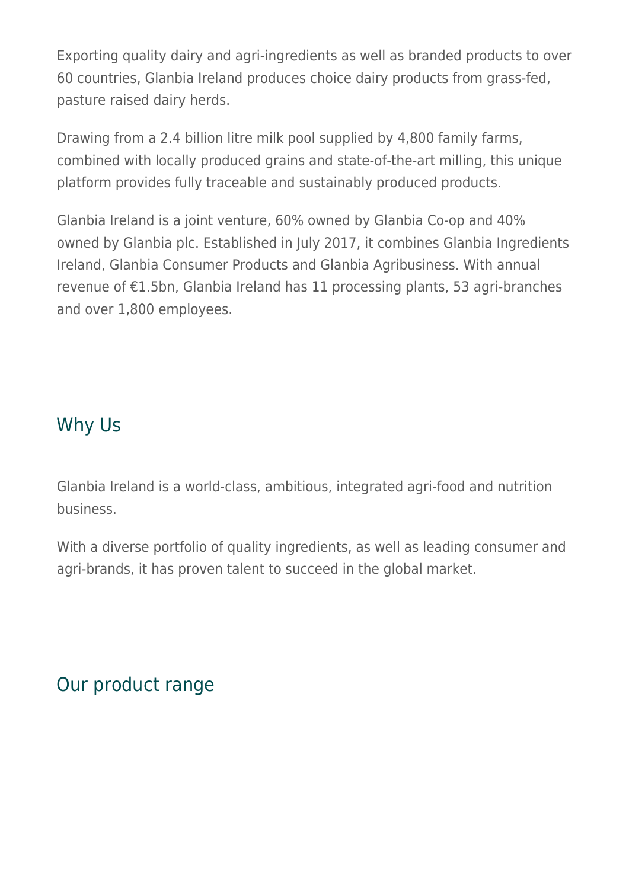Exporting quality dairy and agri-ingredients as well as branded products to over 60 countries, Glanbia Ireland produces choice dairy products from grass-fed, pasture raised dairy herds.

Drawing from a 2.4 billion litre milk pool supplied by 4,800 family farms, combined with locally produced grains and state-of-the-art milling, this unique platform provides fully traceable and sustainably produced products.

Glanbia Ireland is a joint venture, 60% owned by Glanbia Co-op and 40% owned by Glanbia plc. Established in July 2017, it combines Glanbia Ingredients Ireland, Glanbia Consumer Products and Glanbia Agribusiness. With annual revenue of €1.5bn, Glanbia Ireland has 11 processing plants, 53 agri-branches and over 1,800 employees.

## Why Us

Glanbia Ireland is a world-class, ambitious, integrated agri-food and nutrition business.

With a diverse portfolio of quality ingredients, as well as leading consumer and agri-brands, it has proven talent to succeed in the global market.

## Our product range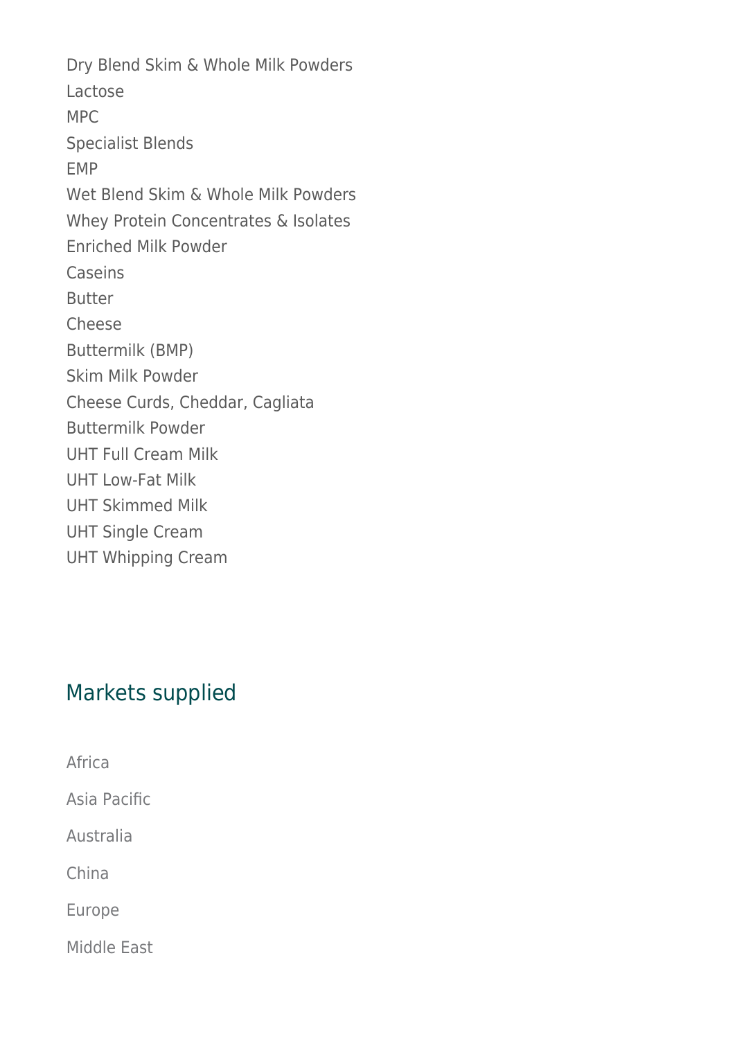Dry Blend Skim & Whole Milk Powders
Lactose
MPC
Specialist Blends
EMP
Wet Blend Skim & Whole Milk Powders
Whey Protein Concentrates & Isolates
Enriched Milk Powder
Caseins
Butter
Cheese
Buttermilk (BMP)
Skim Milk Powder
Cheese Curds, Cheddar, Cagliata
Buttermilk Powder
UHT Full Cream Milk
UHT Low-Fat Milk
UHT Skimmed Milk
UHT Single Cream
UHT Whipping Cream

## Markets supplied

Africa

Asia Pacific

Australia

China

Europe

Middle East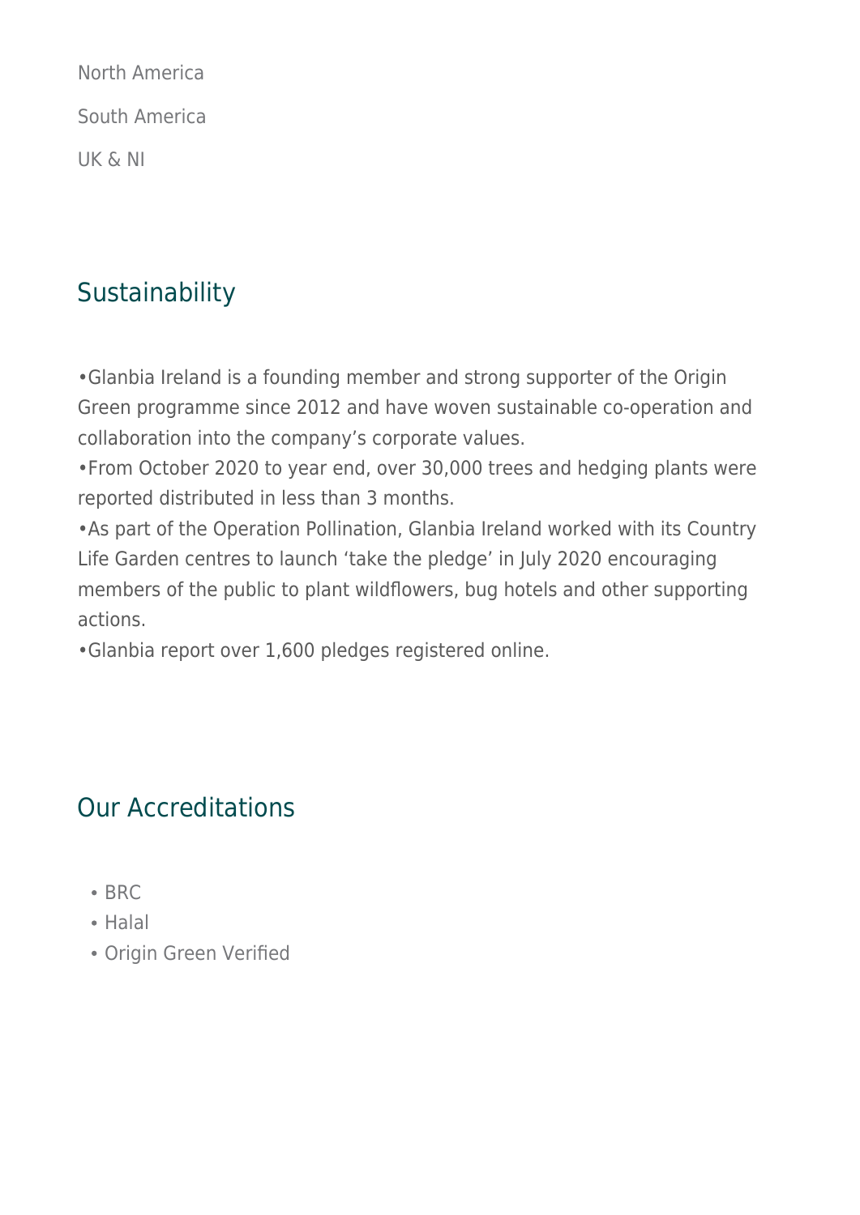North America

South America

UK & NI

## Sustainability

•Glanbia Ireland is a founding member and strong supporter of the Origin Green programme since 2012 and have woven sustainable co-operation and collaboration into the company's corporate values.
•From October 2020 to year end, over 30,000 trees and hedging plants were reported distributed in less than 3 months.
•As part of the Operation Pollination, Glanbia Ireland worked with its Country Life Garden centres to launch 'take the pledge' in July 2020 encouraging members of the public to plant wildflowers, bug hotels and other supporting actions.
•Glanbia report over 1,600 pledges registered online.

## Our Accreditations

- BRC
- Halal
- Origin Green Verified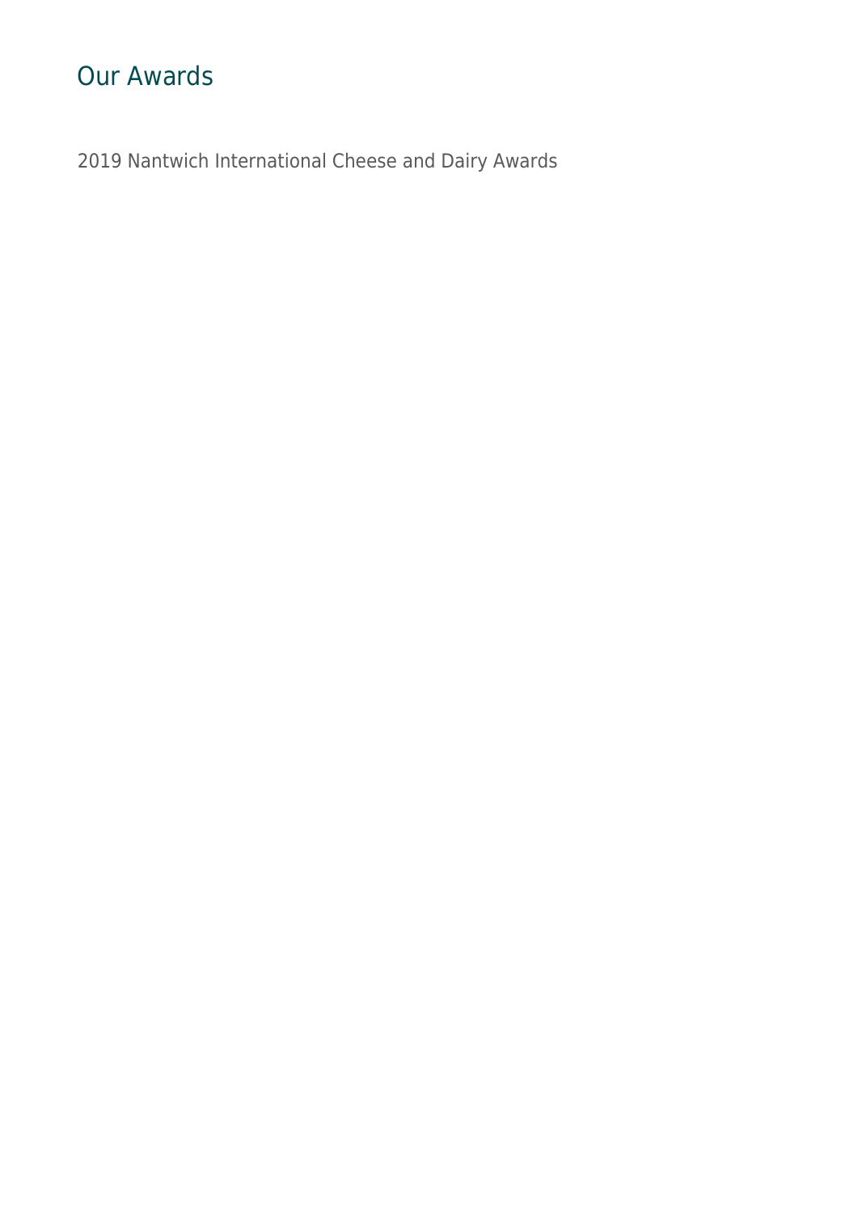## Our Awards

2019 Nantwich International Cheese and Dairy Awards